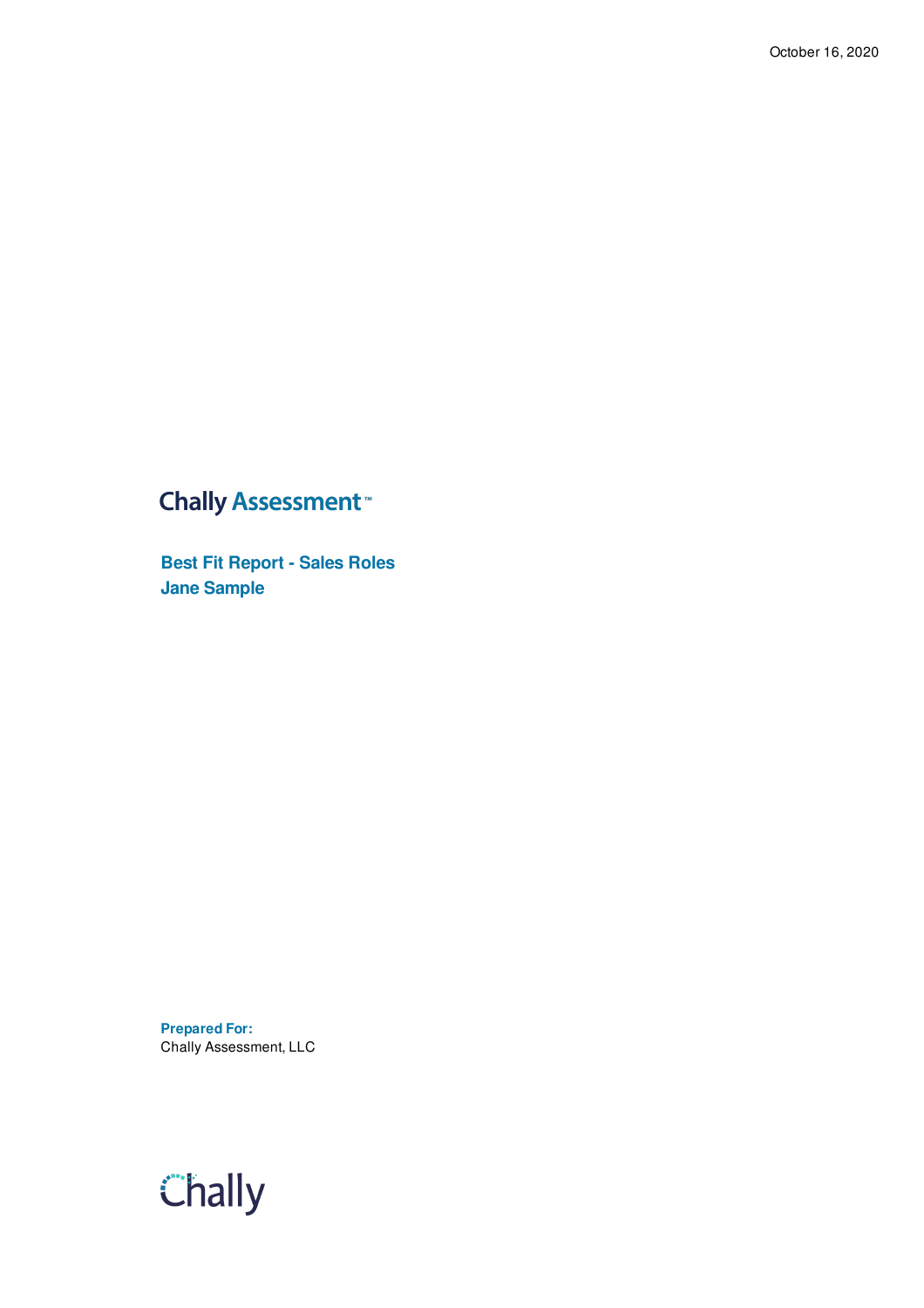October 16, 2020

# Chally Assessment™

## Best Fit Report - Sales Roles
## Jane Sample

**Prepared For:**
Chally Assessment, LLC

Chally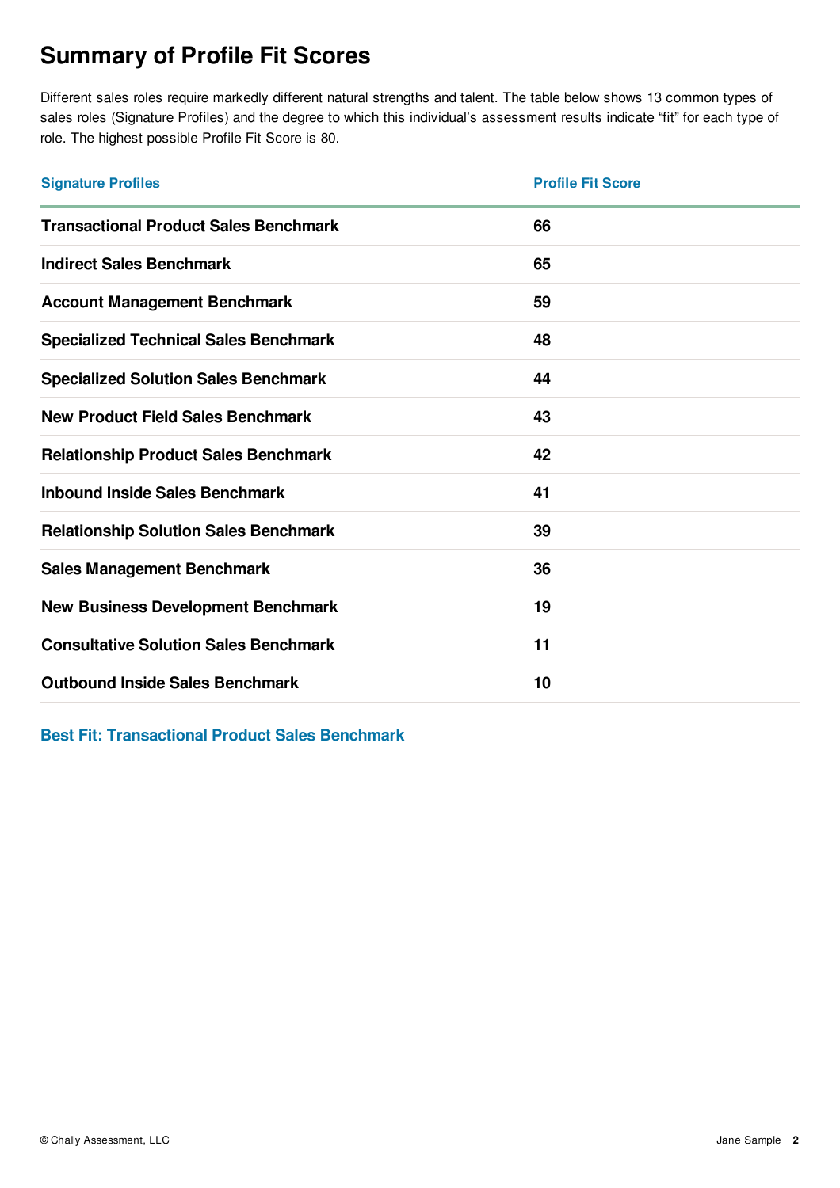# Summary of Profile Fit Scores

Different sales roles require markedly different natural strengths and talent. The table below shows 13 common types of sales roles (Signature Profiles) and the degree to which this individual's assessment results indicate "fit" for each type of role. The highest possible Profile Fit Score is 80.

| Signature Profiles | Profile Fit Score |
|---|---|
| **Transactional Product Sales Benchmark** | **66** |
| **Indirect Sales Benchmark** | **65** |
| **Account Management Benchmark** | **59** |
| **Specialized Technical Sales Benchmark** | **48** |
| **Specialized Solution Sales Benchmark** | **44** |
| **New Product Field Sales Benchmark** | **43** |
| **Relationship Product Sales Benchmark** | **42** |
| **Inbound Inside Sales Benchmark** | **41** |
| **Relationship Solution Sales Benchmark** | **39** |
| **Sales Management Benchmark** | **36** |
| **New Business Development Benchmark** | **19** |
| **Consultative Solution Sales Benchmark** | **11** |
| **Outbound Inside Sales Benchmark** | **10** |

**Best Fit: Transactional Product Sales Benchmark**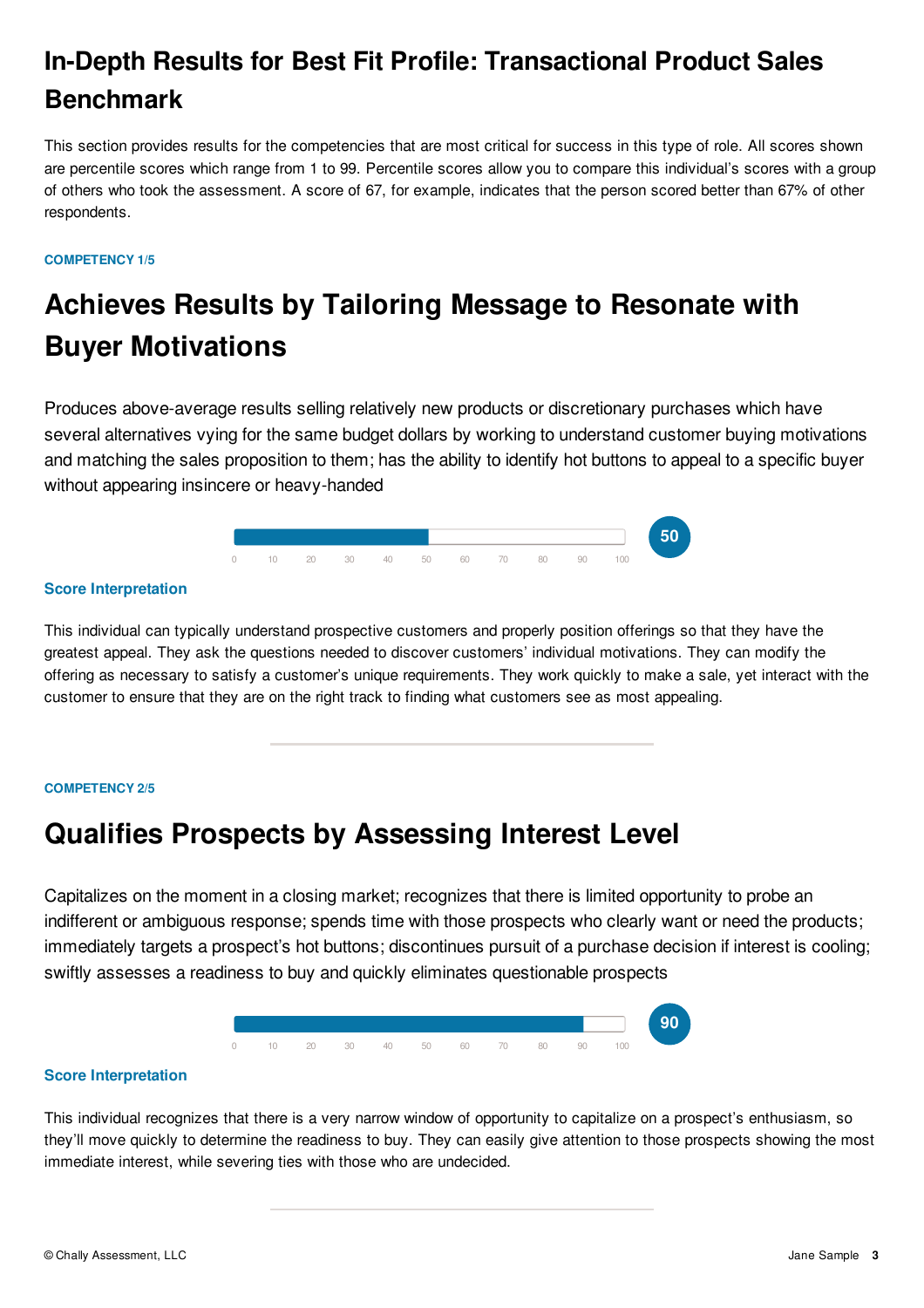# In-Depth Results for Best Fit Profile: Transactional Product Sales Benchmark

This section provides results for the competencies that are most critical for success in this type of role. All scores shown are percentile scores which range from 1 to 99. Percentile scores allow you to compare this individual's scores with a group of others who took the assessment. A score of 67, for example, indicates that the person scored better than 67% of other respondents.

**COMPETENCY 1/5**

## Achieves Results by Tailoring Message to Resonate with Buyer Motivations

Produces above-average results selling relatively new products or discretionary purchases which have several alternatives vying for the same budget dollars by working to understand customer buying motivations and matching the sales proposition to them; has the ability to identify hot buttons to appeal to a specific buyer without appearing insincere or heavy-handed

0 10 20 30 40 50 60 70 80 90 100

**50**

### Score Interpretation

This individual can typically understand prospective customers and properly position offerings so that they have the greatest appeal. They ask the questions needed to discover customers' individual motivations. They can modify the offering as necessary to satisfy a customer's unique requirements. They work quickly to make a sale, yet interact with the customer to ensure that they are on the right track to finding what customers see as most appealing.

---

**COMPETENCY 2/5**

## Qualifies Prospects by Assessing Interest Level

Capitalizes on the moment in a closing market; recognizes that there is limited opportunity to probe an indifferent or ambiguous response; spends time with those prospects who clearly want or need the products; immediately targets a prospect's hot buttons; discontinues pursuit of a purchase decision if interest is cooling; swiftly assesses a readiness to buy and quickly eliminates questionable prospects

0 10 20 30 40 50 60 70 80 90 100

**90**

### Score Interpretation

This individual recognizes that there is a very narrow window of opportunity to capitalize on a prospect's enthusiasm, so they'll move quickly to determine the readiness to buy. They can easily give attention to those prospects showing the most immediate interest, while severing ties with those who are undecided.

---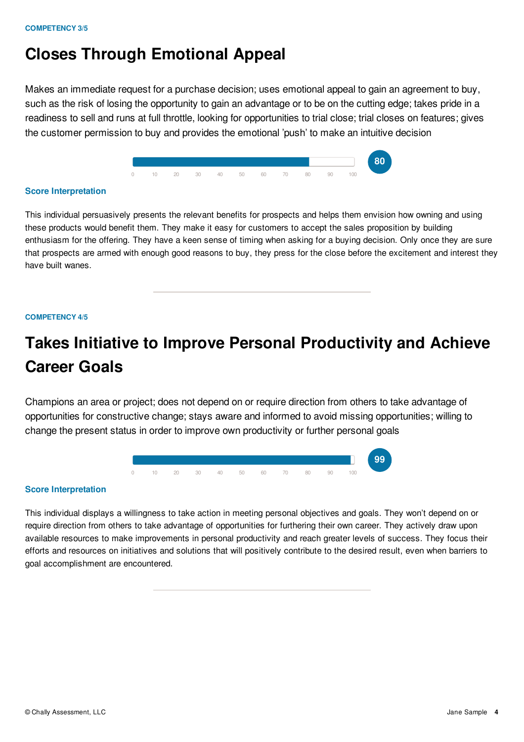COMPETENCY 3/5

# Closes Through Emotional Appeal

Makes an immediate request for a purchase decision; uses emotional appeal to gain an agreement to buy, such as the risk of losing the opportunity to gain an advantage or to be on the cutting edge; takes pride in a readiness to sell and runs at full throttle, looking for opportunities to trial close; trial closes on features; gives the customer permission to buy and provides the emotional 'push' to make an intuitive decision

Score: **80** (scale 0–100)

### Score Interpretation

This individual persuasively presents the relevant benefits for prospects and helps them envision how owning and using these products would benefit them. They make it easy for customers to accept the sales proposition by building enthusiasm for the offering. They have a keen sense of timing when asking for a buying decision. Only once they are sure that prospects are armed with enough good reasons to buy, they press for the close before the excitement and interest they have built wanes.

---

COMPETENCY 4/5

# Takes Initiative to Improve Personal Productivity and Achieve Career Goals

Champions an area or project; does not depend on or require direction from others to take advantage of opportunities for constructive change; stays aware and informed to avoid missing opportunities; willing to change the present status in order to improve own productivity or further personal goals

Score: **99** (scale 0–100)

### Score Interpretation

This individual displays a willingness to take action in meeting personal objectives and goals. They won't depend on or require direction from others to take advantage of opportunities for furthering their own career. They actively draw upon available resources to make improvements in personal productivity and reach greater levels of success. They focus their efforts and resources on initiatives and solutions that will positively contribute to the desired result, even when barriers to goal accomplishment are encountered.

---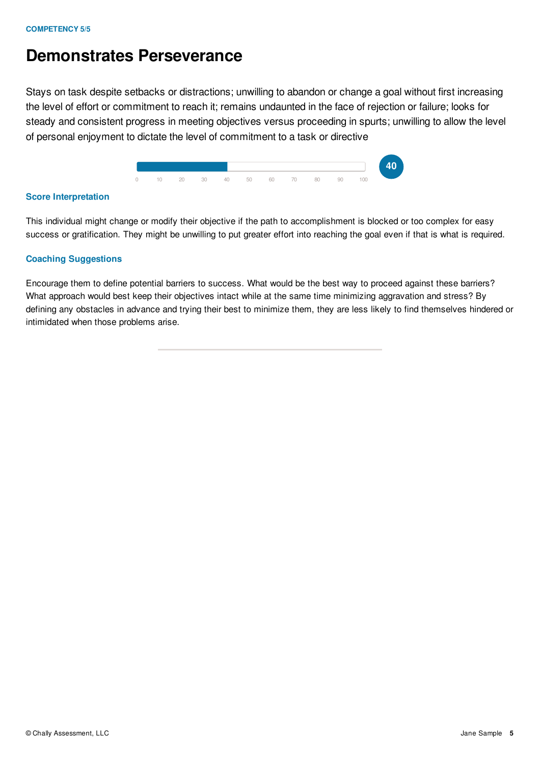COMPETENCY 5/5

# Demonstrates Perseverance

Stays on task despite setbacks or distractions; unwilling to abandon or change a goal without first increasing the level of effort or commitment to reach it; remains undaunted in the face of rejection or failure; looks for steady and consistent progress in meeting objectives versus proceeding in spurts; unwilling to allow the level of personal enjoyment to dictate the level of commitment to a task or directive

0 10 20 30 40 50 60 70 80 90 100

**40**

### Score Interpretation

This individual might change or modify their objective if the path to accomplishment is blocked or too complex for easy success or gratification. They might be unwilling to put greater effort into reaching the goal even if that is what is required.

### Coaching Suggestions

Encourage them to define potential barriers to success. What would be the best way to proceed against these barriers? What approach would best keep their objectives intact while at the same time minimizing aggravation and stress? By defining any obstacles in advance and trying their best to minimize them, they are less likely to find themselves hindered or intimidated when those problems arise.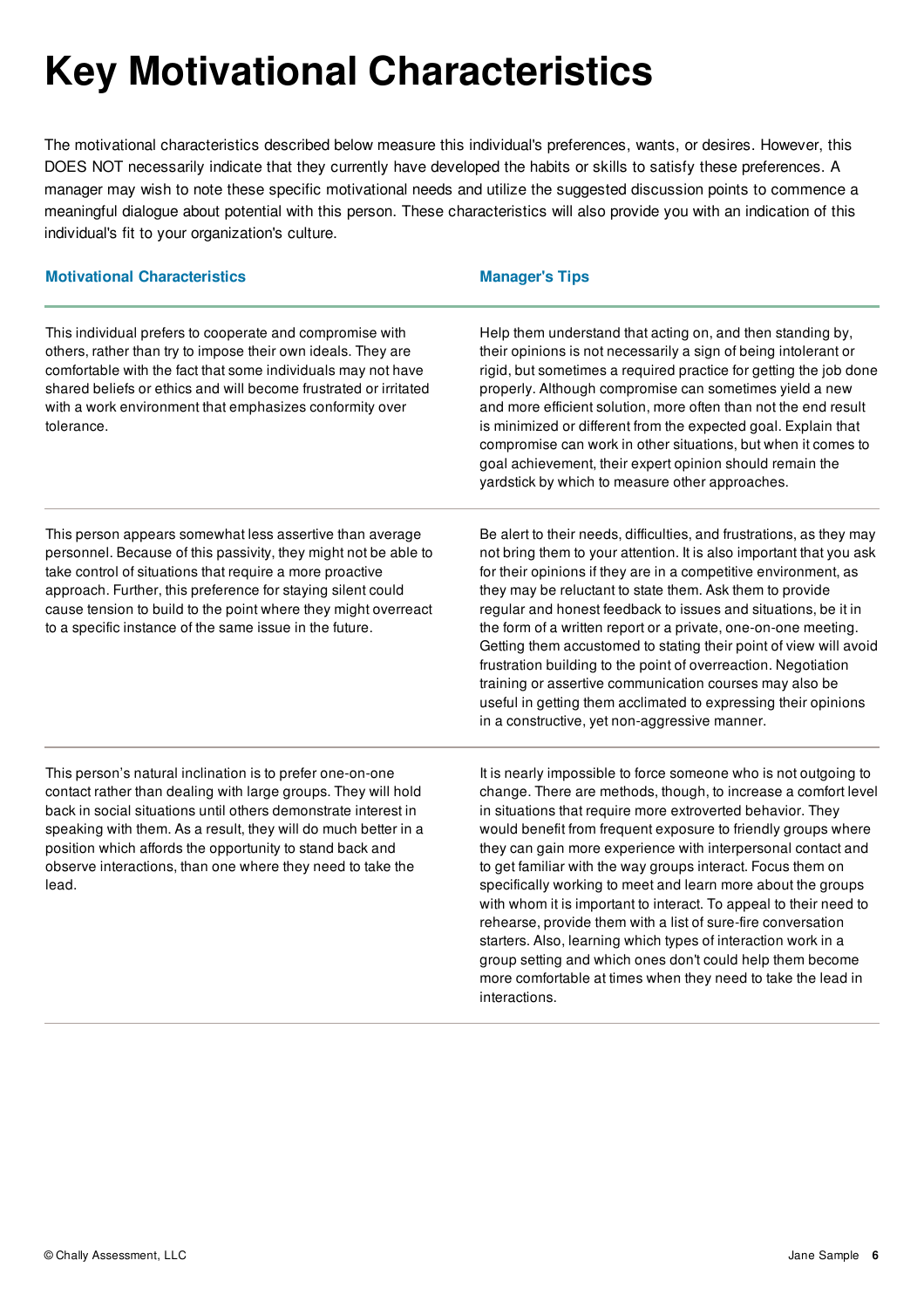# Key Motivational Characteristics

The motivational characteristics described below measure this individual's preferences, wants, or desires. However, this DOES NOT necessarily indicate that they currently have developed the habits or skills to satisfy these preferences. A manager may wish to note these specific motivational needs and utilize the suggested discussion points to commence a meaningful dialogue about potential with this person. These characteristics will also provide you with an indication of this individual's fit to your organization's culture.

| Motivational Characteristics | Manager's Tips |
|---|---|
| This individual prefers to cooperate and compromise with others, rather than try to impose their own ideals. They are comfortable with the fact that some individuals may not have shared beliefs or ethics and will become frustrated or irritated with a work environment that emphasizes conformity over tolerance. | Help them understand that acting on, and then standing by, their opinions is not necessarily a sign of being intolerant or rigid, but sometimes a required practice for getting the job done properly. Although compromise can sometimes yield a new and more efficient solution, more often than not the end result is minimized or different from the expected goal. Explain that compromise can work in other situations, but when it comes to goal achievement, their expert opinion should remain the yardstick by which to measure other approaches. |
| This person appears somewhat less assertive than average personnel. Because of this passivity, they might not be able to take control of situations that require a more proactive approach. Further, this preference for staying silent could cause tension to build to the point where they might overreact to a specific instance of the same issue in the future. | Be alert to their needs, difficulties, and frustrations, as they may not bring them to your attention. It is also important that you ask for their opinions if they are in a competitive environment, as they may be reluctant to state them. Ask them to provide regular and honest feedback to issues and situations, be it in the form of a written report or a private, one-on-one meeting. Getting them accustomed to stating their point of view will avoid frustration building to the point of overreaction. Negotiation training or assertive communication courses may also be useful in getting them acclimated to expressing their opinions in a constructive, yet non-aggressive manner. |
| This person's natural inclination is to prefer one-on-one contact rather than dealing with large groups. They will hold back in social situations until others demonstrate interest in speaking with them. As a result, they will do much better in a position which affords the opportunity to stand back and observe interactions, than one where they need to take the lead. | It is nearly impossible to force someone who is not outgoing to change. There are methods, though, to increase a comfort level in situations that require more extroverted behavior. They would benefit from frequent exposure to friendly groups where they can gain more experience with interpersonal contact and to get familiar with the way groups interact. Focus them on specifically working to meet and learn more about the groups with whom it is important to interact. To appeal to their need to rehearse, provide them with a list of sure-fire conversation starters. Also, learning which types of interaction work in a group setting and which ones don't could help them become more comfortable at times when they need to take the lead in interactions. |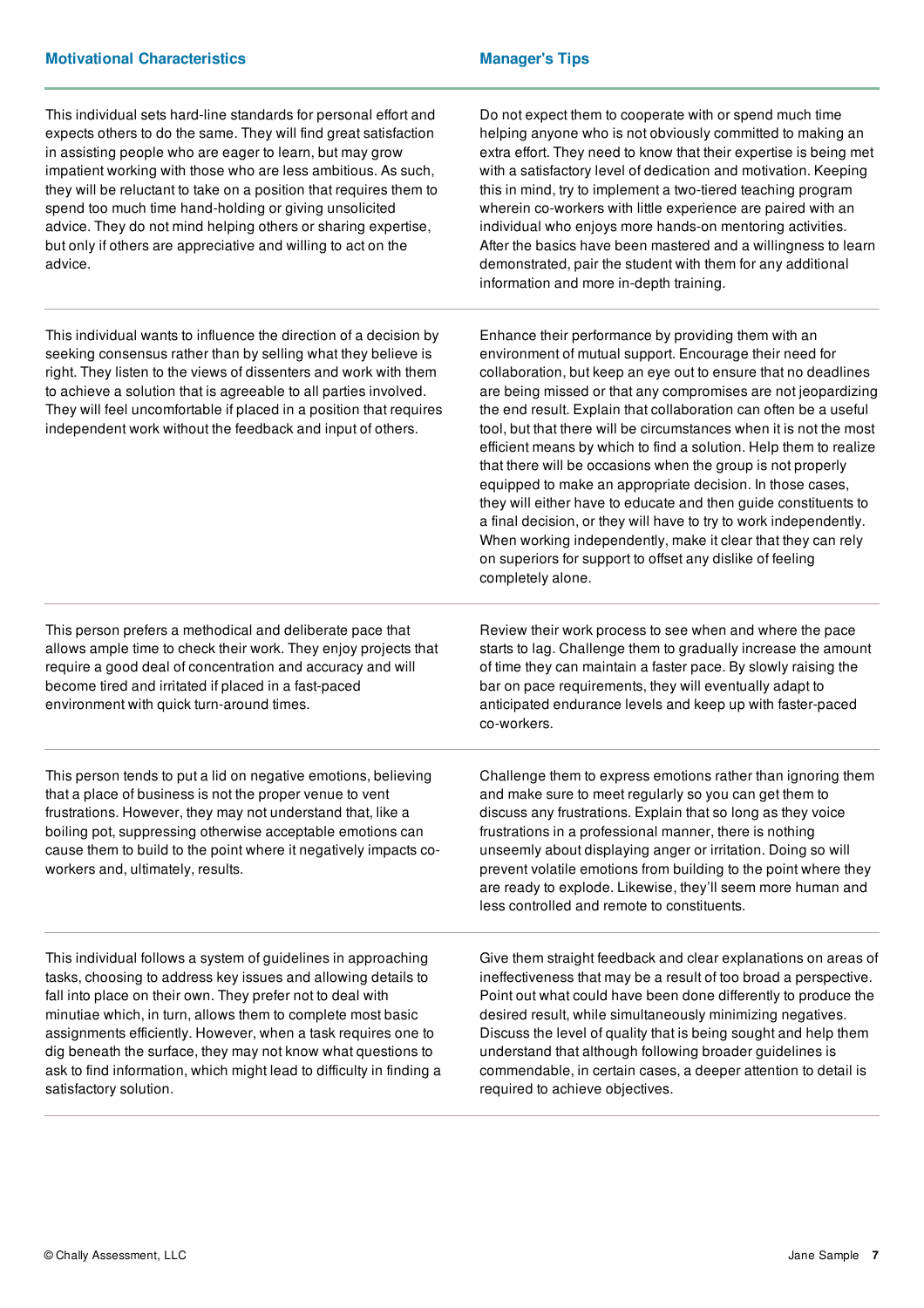| Motivational Characteristics | Manager's Tips |
|---|---|
| This individual sets hard-line standards for personal effort and expects others to do the same. They will find great satisfaction in assisting people who are eager to learn, but may grow impatient working with those who are less ambitious. As such, they will be reluctant to take on a position that requires them to spend too much time hand-holding or giving unsolicited advice. They do not mind helping others or sharing expertise, but only if others are appreciative and willing to act on the advice. | Do not expect them to cooperate with or spend much time helping anyone who is not obviously committed to making an extra effort. They need to know that their expertise is being met with a satisfactory level of dedication and motivation. Keeping this in mind, try to implement a two-tiered teaching program wherein co-workers with little experience are paired with an individual who enjoys more hands-on mentoring activities. After the basics have been mastered and a willingness to learn demonstrated, pair the student with them for any additional information and more in-depth training. |
| This individual wants to influence the direction of a decision by seeking consensus rather than by selling what they believe is right. They listen to the views of dissenters and work with them to achieve a solution that is agreeable to all parties involved. They will feel uncomfortable if placed in a position that requires independent work without the feedback and input of others. | Enhance their performance by providing them with an environment of mutual support. Encourage their need for collaboration, but keep an eye out to ensure that no deadlines are being missed or that any compromises are not jeopardizing the end result. Explain that collaboration can often be a useful tool, but that there will be circumstances when it is not the most efficient means by which to find a solution. Help them to realize that there will be occasions when the group is not properly equipped to make an appropriate decision. In those cases, they will either have to educate and then guide constituents to a final decision, or they will have to try to work independently. When working independently, make it clear that they can rely on superiors for support to offset any dislike of feeling completely alone. |
| This person prefers a methodical and deliberate pace that allows ample time to check their work. They enjoy projects that require a good deal of concentration and accuracy and will become tired and irritated if placed in a fast-paced environment with quick turn-around times. | Review their work process to see when and where the pace starts to lag. Challenge them to gradually increase the amount of time they can maintain a faster pace. By slowly raising the bar on pace requirements, they will eventually adapt to anticipated endurance levels and keep up with faster-paced co-workers. |
| This person tends to put a lid on negative emotions, believing that a place of business is not the proper venue to vent frustrations. However, they may not understand that, like a boiling pot, suppressing otherwise acceptable emotions can cause them to build to the point where it negatively impacts co-workers and, ultimately, results. | Challenge them to express emotions rather than ignoring them and make sure to meet regularly so you can get them to discuss any frustrations. Explain that so long as they voice frustrations in a professional manner, there is nothing unseemly about displaying anger or irritation. Doing so will prevent volatile emotions from building to the point where they are ready to explode. Likewise, they'll seem more human and less controlled and remote to constituents. |
| This individual follows a system of guidelines in approaching tasks, choosing to address key issues and allowing details to fall into place on their own. They prefer not to deal with minutiae which, in turn, allows them to complete most basic assignments efficiently. However, when a task requires one to dig beneath the surface, they may not know what questions to ask to find information, which might lead to difficulty in finding a satisfactory solution. | Give them straight feedback and clear explanations on areas of ineffectiveness that may be a result of too broad a perspective. Point out what could have been done differently to produce the desired result, while simultaneously minimizing negatives. Discuss the level of quality that is being sought and help them understand that although following broader guidelines is commendable, in certain cases, a deeper attention to detail is required to achieve objectives. |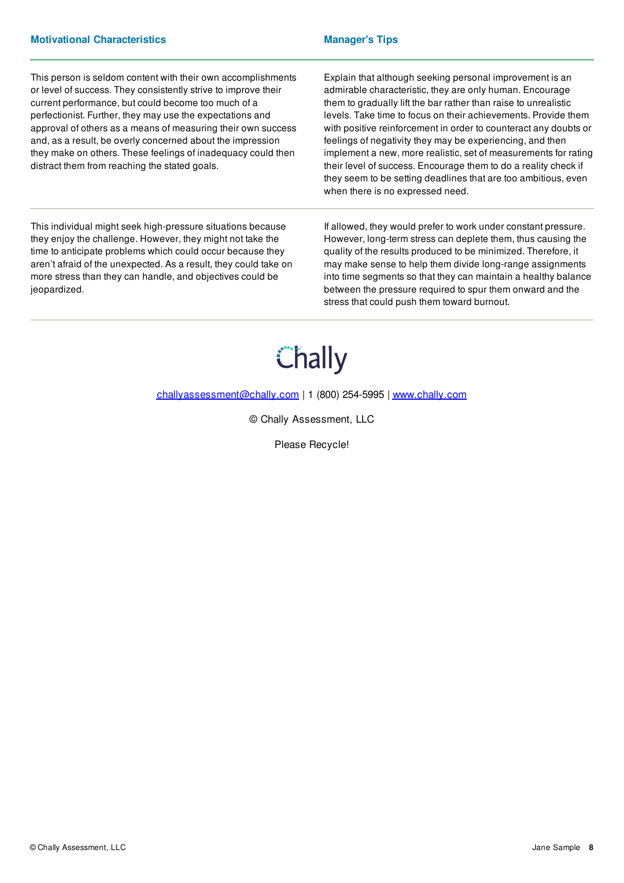| Motivational Characteristics | Manager's Tips |
|---|---|
| This person is seldom content with their own accomplishments or level of success. They consistently strive to improve their current performance, but could become too much of a perfectionist. Further, they may use the expectations and approval of others as a means of measuring their own success and, as a result, be overly concerned about the impression they make on others. These feelings of inadequacy could then distract them from reaching the stated goals. | Explain that although seeking personal improvement is an admirable characteristic, they are only human. Encourage them to gradually lift the bar rather than raise to unrealistic levels. Take time to focus on their achievements. Provide them with positive reinforcement in order to counteract any doubts or feelings of negativity they may be experiencing, and then implement a new, more realistic, set of measurements for rating their level of success. Encourage them to do a reality check if they seem to be setting deadlines that are too ambitious, even when there is no expressed need. |
| This individual might seek high-pressure situations because they enjoy the challenge. However, they might not take the time to anticipate problems which could occur because they aren't afraid of the unexpected. As a result, they could take on more stress than they can handle, and objectives could be jeopardized. | If allowed, they would prefer to work under constant pressure. However, long-term stress can deplete them, thus causing the quality of the results produced to be minimized. Therefore, it may make sense to help them divide long-range assignments into time segments so that they can maintain a healthy balance between the pressure required to spur them onward and the stress that could push them toward burnout. |

Chally

challyassessment@chally.com | 1 (800) 254-5995 | www.chally.com

© Chally Assessment, LLC

Please Recycle!